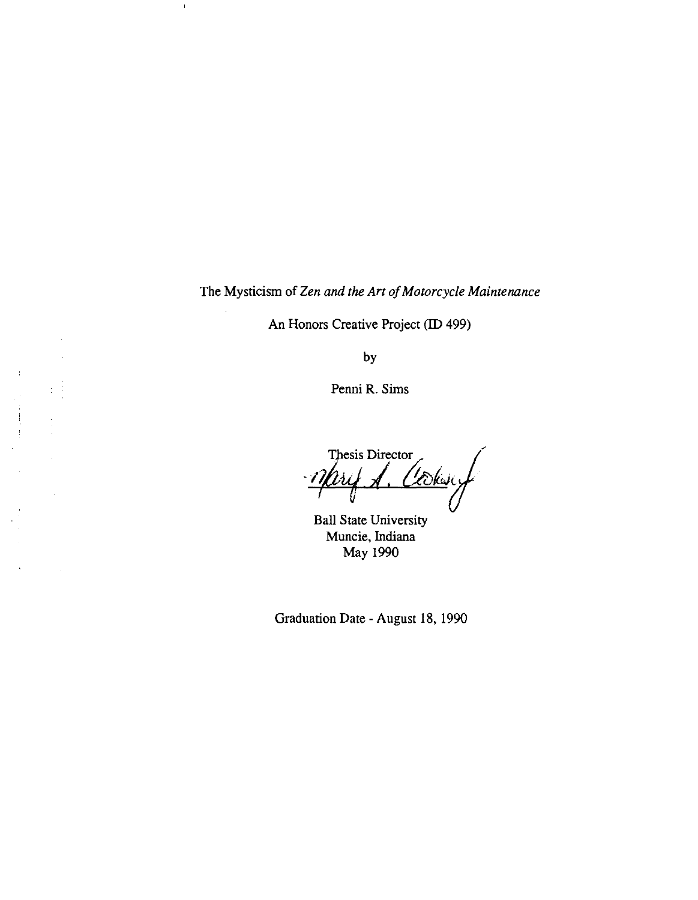# The Mysticism of *Zen and the Art of Motorcycle Maintenance*

An Honors Creative Project (ID 499)

by

Penni R. Sims

Thesis Director

Mary A. Cooksey

Ball State University
Muncie, Indiana
May 1990

Graduation Date - August 18, 1990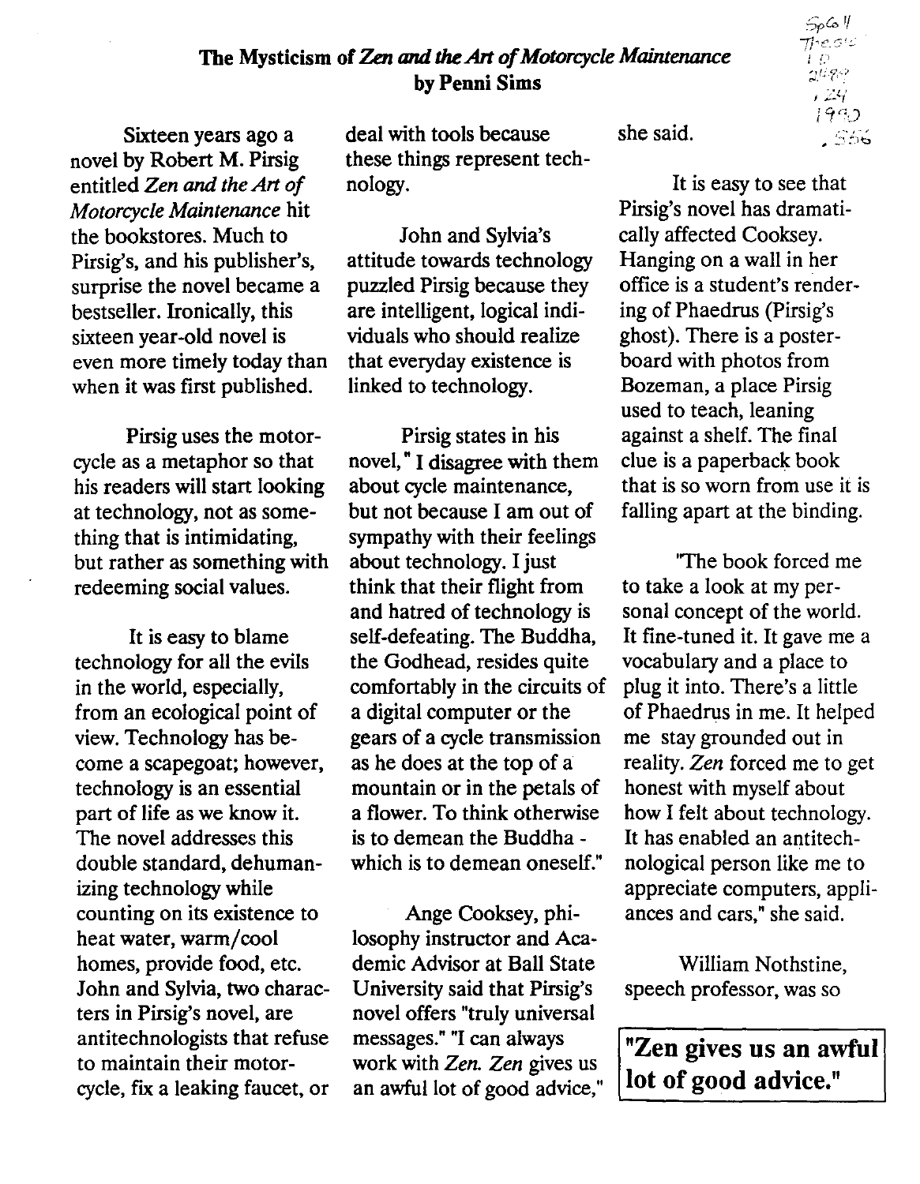## The Mysticism of *Zen and the Art of Motorcycle Maintenance*
### by Penni Sims

Sixteen years ago a novel by Robert M. Pirsig entitled *Zen and the Art of Motorcycle Maintenance* hit the bookstores. Much to Pirsig's, and his publisher's, surprise the novel became a bestseller. Ironically, this sixteen year-old novel is even more timely today than when it was first published.

Pirsig uses the motorcycle as a metaphor so that his readers will start looking at technology, not as something that is intimidating, but rather as something with redeeming social values.

It is easy to blame technology for all the evils in the world, especially, from an ecological point of view. Technology has become a scapegoat; however, technology is an essential part of life as we know it. The novel addresses this double standard, dehumanizing technology while counting on its existence to heat water, warm/cool homes, provide food, etc. John and Sylvia, two characters in Pirsig's novel, are antitechnologists that refuse to maintain their motorcycle, fix a leaking faucet, or deal with tools because these things represent technology.

John and Sylvia's attitude towards technology puzzled Pirsig because they are intelligent, logical individuals who should realize that everyday existence is linked to technology.

Pirsig states in his novel," I disagree with them about cycle maintenance, but not because I am out of sympathy with their feelings about technology. I just think that their flight from and hatred of technology is self-defeating. The Buddha, the Godhead, resides quite comfortably in the circuits of a digital computer or the gears of a cycle transmission as he does at the top of a mountain or in the petals of a flower. To think otherwise is to demean the Buddha - which is to demean oneself."

Ange Cooksey, philosophy instructor and Academic Advisor at Ball State University said that Pirsig's novel offers "truly universal messages." "I can always work with *Zen*. *Zen* gives us an awful lot of good advice," she said.

It is easy to see that Pirsig's novel has dramatically affected Cooksey. Hanging on a wall in her office is a student's rendering of Phaedrus (Pirsig's ghost). There is a posterboard with photos from Bozeman, a place Pirsig used to teach, leaning against a shelf. The final clue is a paperback book that is so worn from use it is falling apart at the binding.

"The book forced me to take a look at my personal concept of the world. It fine-tuned it. It gave me a vocabulary and a place to plug it into. There's a little of Phaedrus in me. It helped me stay grounded out in reality. *Zen* forced me to get honest with myself about how I felt about technology. It has enabled an antitechnological person like me to appreciate computers, appliances and cars," she said.

William Nothstine, speech professor, was so

**"Zen gives us an awful lot of good advice."**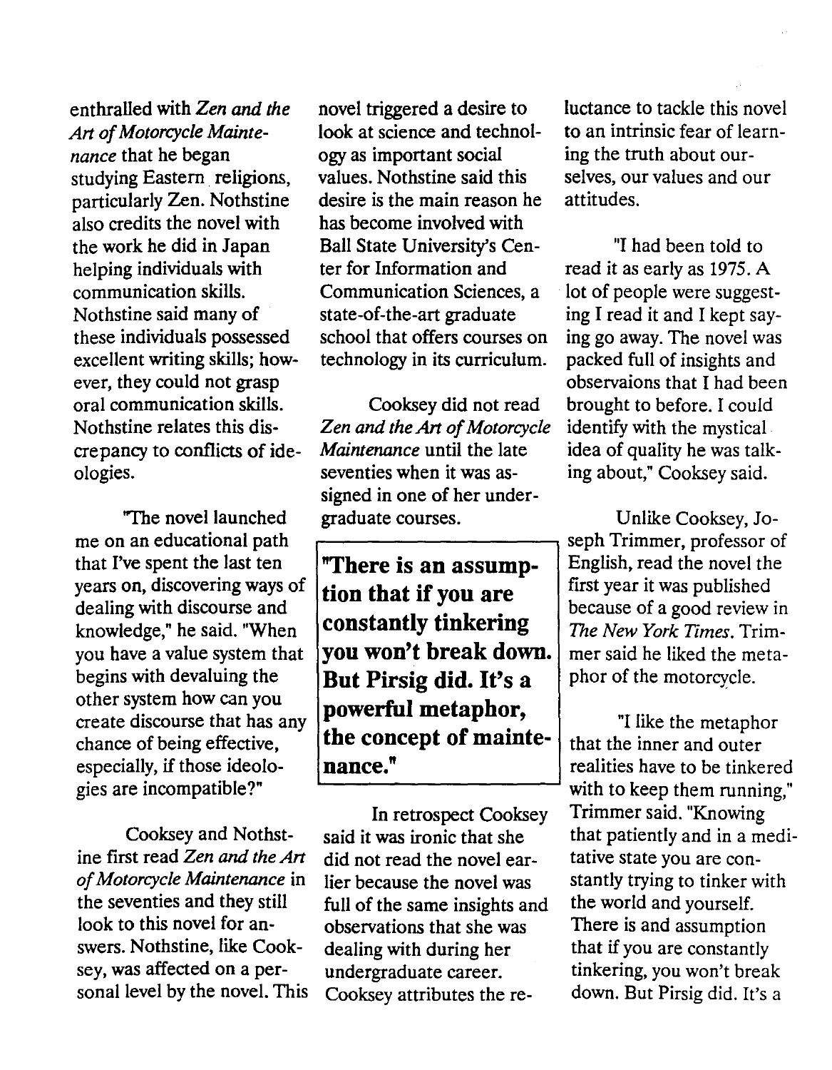enthralled with *Zen and the Art of Motorcycle Maintenance* that he began studying Eastern religions, particularly Zen. Nothstine also credits the novel with the work he did in Japan helping individuals with communication skills. Nothstine said many of these individuals possessed excellent writing skills; however, they could not grasp oral communication skills. Nothstine relates this discrepancy to conflicts of ideologies.

"The novel launched me on an educational path that I've spent the last ten years on, discovering ways of dealing with discourse and knowledge," he said. "When you have a value system that begins with devaluing the other system how can you create discourse that has any chance of being effective, especially, if those ideologies are incompatible?"

Cooksey and Nothstine first read *Zen and the Art of Motorcycle Maintenance* in the seventies and they still look to this novel for answers. Nothstine, like Cooksey, was affected on a personal level by the novel. This novel triggered a desire to look at science and technology as important social values. Nothstine said this desire is the main reason he has become involved with Ball State University's Center for Information and Communication Sciences, a state-of-the-art graduate school that offers courses on technology in its curriculum.

Cooksey did not read *Zen and the Art of Motorcycle Maintenance* until the late seventies when it was assigned in one of her undergraduate courses.

**"There is an assumption that if you are constantly tinkering you won't break down. But Pirsig did. It's a powerful metaphor, the concept of maintenance."**

In retrospect Cooksey said it was ironic that she did not read the novel earlier because the novel was full of the same insights and observations that she was dealing with during her undergraduate career. Cooksey attributes the reluctance to tackle this novel to an intrinsic fear of learning the truth about ourselves, our values and our attitudes.

"I had been told to read it as early as 1975. A lot of people were suggesting I read it and I kept saying go away. The novel was packed full of insights and observaions that I had been brought to before. I could identify with the mystical idea of quality he was talking about," Cooksey said.

Unlike Cooksey, Joseph Trimmer, professor of English, read the novel the first year it was published because of a good review in *The New York Times*. Trimmer said he liked the metaphor of the motorcycle.

"I like the metaphor that the inner and outer realities have to be tinkered with to keep them running," Trimmer said. "Knowing that patiently and in a meditative state you are constantly trying to tinker with the world and yourself. There is and assumption that if you are constantly tinkering, you won't break down. But Pirsig did. It's a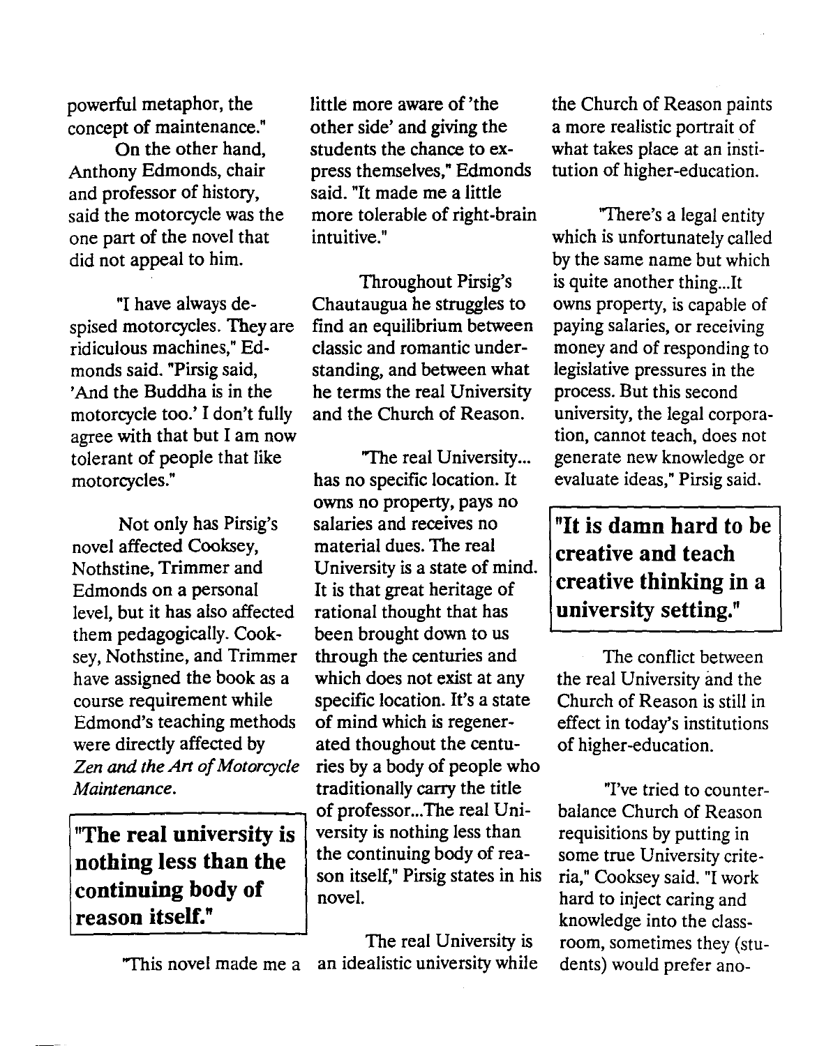powerful metaphor, the concept of maintenance."

On the other hand, Anthony Edmonds, chair and professor of history, said the motorcycle was the one part of the novel that did not appeal to him.

"I have always despised motorcycles. They are ridiculous machines," Edmonds said. "Pirsig said, 'And the Buddha is in the motorcycle too.' I don't fully agree with that but I am now tolerant of people that like motorcycles."

Not only has Pirsig's novel affected Cooksey, Nothstine, Trimmer and Edmonds on a personal level, but it has also affected them pedagogically. Cooksey, Nothstine, and Trimmer have assigned the book as a course requirement while Edmond's teaching methods were directly affected by *Zen and the Art of Motorcycle Maintenance*.

**"The real university is nothing less than the continuing body of reason itself."**

"This novel made me a little more aware of 'the other side' and giving the students the chance to express themselves," Edmonds said. "It made me a little more tolerable of right-brain intuitive."

Throughout Pirsig's Chautaugua he struggles to find an equilibrium between classic and romantic understanding, and between what he terms the real University and the Church of Reason.

"The real University... has no specific location. It owns no property, pays no salaries and receives no material dues. The real University is a state of mind. It is that great heritage of rational thought that has been brought down to us through the centuries and which does not exist at any specific location. It's a state of mind which is regenerated thoughout the centuries by a body of people who traditionally carry the title of professor...The real University is nothing less than the continuing body of reason itself," Pirsig states in his novel.

The real University is an idealistic university while the Church of Reason paints a more realistic portrait of what takes place at an institution of higher-education.

"There's a legal entity which is unfortunately called by the same name but which is quite another thing...It owns property, is capable of paying salaries, or receiving money and of responding to legislative pressures in the process. But this second university, the legal corporation, cannot teach, does not generate new knowledge or evaluate ideas," Pirsig said.

**"It is damn hard to be creative and teach creative thinking in a university setting."**

The conflict between the real University and the Church of Reason is still in effect in today's institutions of higher-education.

"I've tried to counterbalance Church of Reason requisitions by putting in some true University criteria," Cooksey said. "I work hard to inject caring and knowledge into the classroom, sometimes they (students) would prefer ano-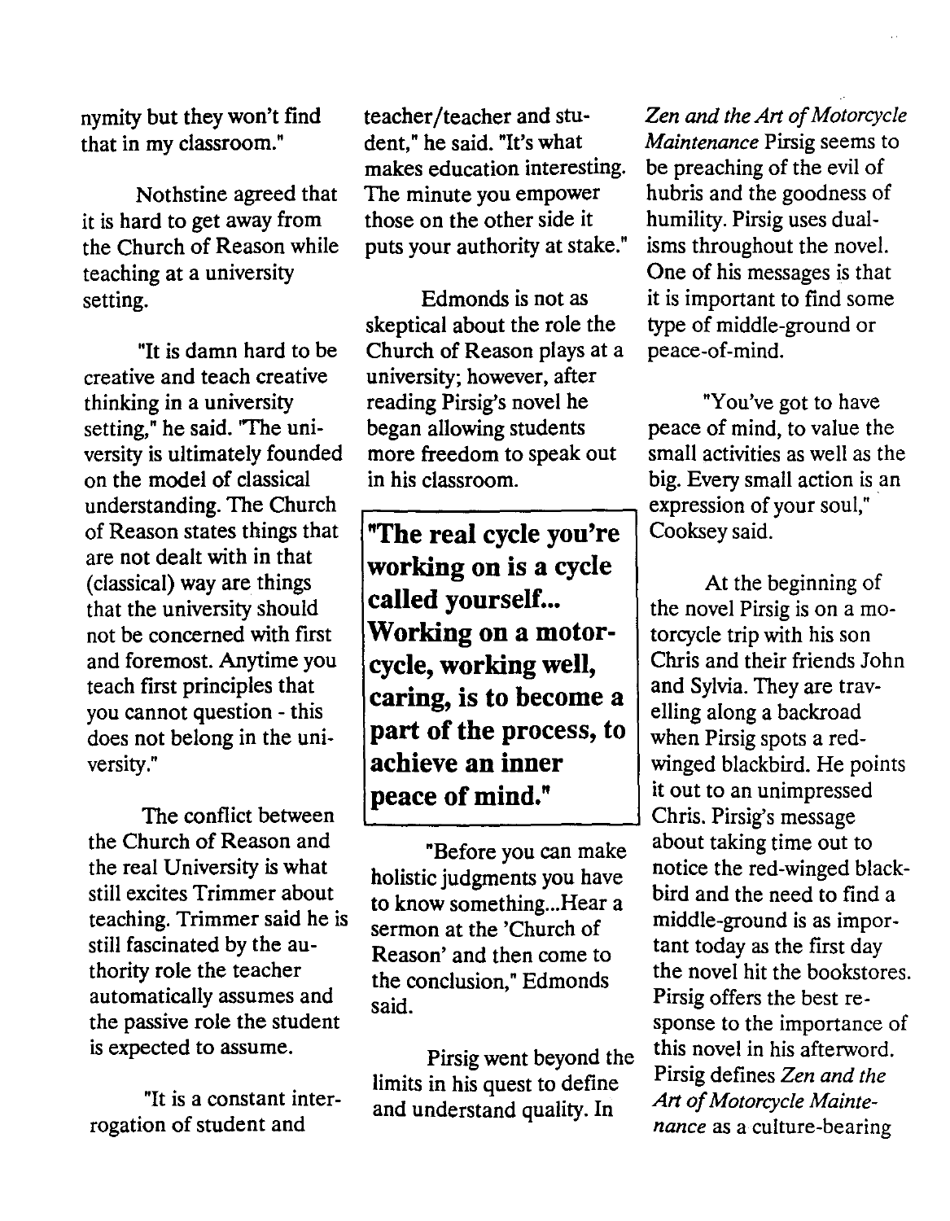nymity but they won't find that in my classroom."

Nothstine agreed that it is hard to get away from the Church of Reason while teaching at a university setting.

"It is damn hard to be creative and teach creative thinking in a university setting," he said. "The university is ultimately founded on the model of classical understanding. The Church of Reason states things that are not dealt with in that (classical) way are things that the university should not be concerned with first and foremost. Anytime you teach first principles that you cannot question - this does not belong in the university."

The conflict between the Church of Reason and the real University is what still excites Trimmer about teaching. Trimmer said he is still fascinated by the authority role the teacher automatically assumes and the passive role the student is expected to assume.

"It is a constant interrogation of student and teacher/teacher and student," he said. "It's what makes education interesting. The minute you empower those on the other side it puts your authority at stake."

Edmonds is not as skeptical about the role the Church of Reason plays at a university; however, after reading Pirsig's novel he began allowing students more freedom to speak out in his classroom.

> **"The real cycle you're working on is a cycle called yourself... Working on a motorcycle, working well, caring, is to become a part of the process, to achieve an inner peace of mind."**

"Before you can make holistic judgments you have to know something...Hear a sermon at the 'Church of Reason' and then come to the conclusion," Edmonds said.

Pirsig went beyond the limits in his quest to define and understand quality. In *Zen and the Art of Motorcycle Maintenance* Pirsig seems to be preaching of the evil of hubris and the goodness of humility. Pirsig uses dualisms throughout the novel. One of his messages is that it is important to find some type of middle-ground or peace-of-mind.

"You've got to have peace of mind, to value the small activities as well as the big. Every small action is an expression of your soul," Cooksey said.

At the beginning of the novel Pirsig is on a motorcycle trip with his son Chris and their friends John and Sylvia. They are travelling along a backroad when Pirsig spots a red-winged blackbird. He points it out to an unimpressed Chris. Pirsig's message about taking time out to notice the red-winged blackbird and the need to find a middle-ground is as important today as the first day the novel hit the bookstores. Pirsig offers the best response to the importance of this novel in his afterword. Pirsig defines *Zen and the Art of Motorcycle Maintenance* as a culture-bearing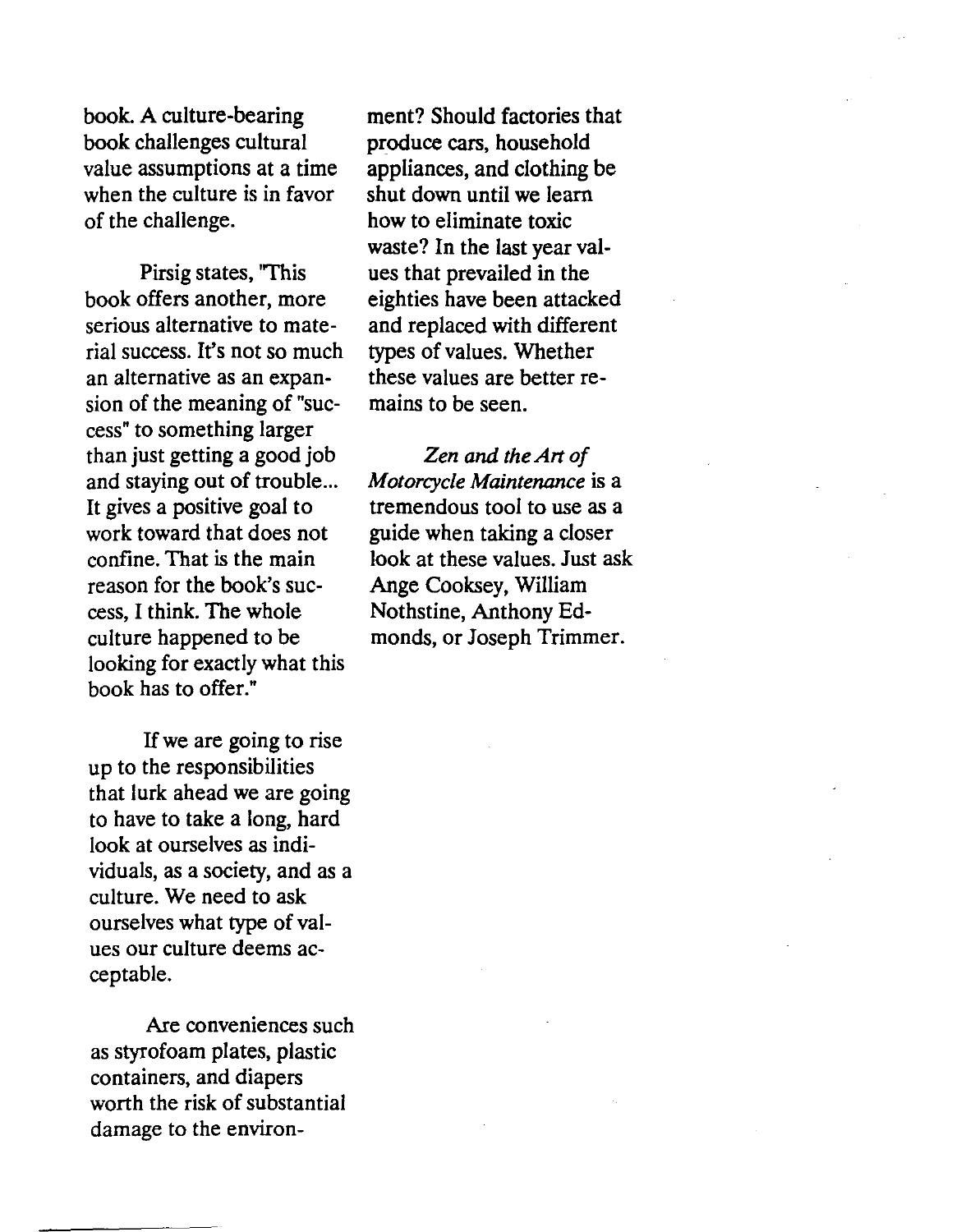book. A culture-bearing book challenges cultural value assumptions at a time when the culture is in favor of the challenge.

Pirsig states, "This book offers another, more serious alternative to material success. It's not so much an alternative as an expansion of the meaning of "success" to something larger than just getting a good job and staying out of trouble... It gives a positive goal to work toward that does not confine. That is the main reason for the book's success, I think. The whole culture happened to be looking for exactly what this book has to offer."

If we are going to rise up to the responsibilities that lurk ahead we are going to have to take a long, hard look at ourselves as individuals, as a society, and as a culture. We need to ask ourselves what type of values our culture deems acceptable.

Are conveniences such as styrofoam plates, plastic containers, and diapers worth the risk of substantial damage to the environment? Should factories that produce cars, household appliances, and clothing be shut down until we learn how to eliminate toxic waste? In the last year values that prevailed in the eighties have been attacked and replaced with different types of values. Whether these values are better remains to be seen.

*Zen and the Art of Motorcycle Maintenance* is a tremendous tool to use as a guide when taking a closer look at these values. Just ask Ange Cooksey, William Nothstine, Anthony Edmonds, or Joseph Trimmer.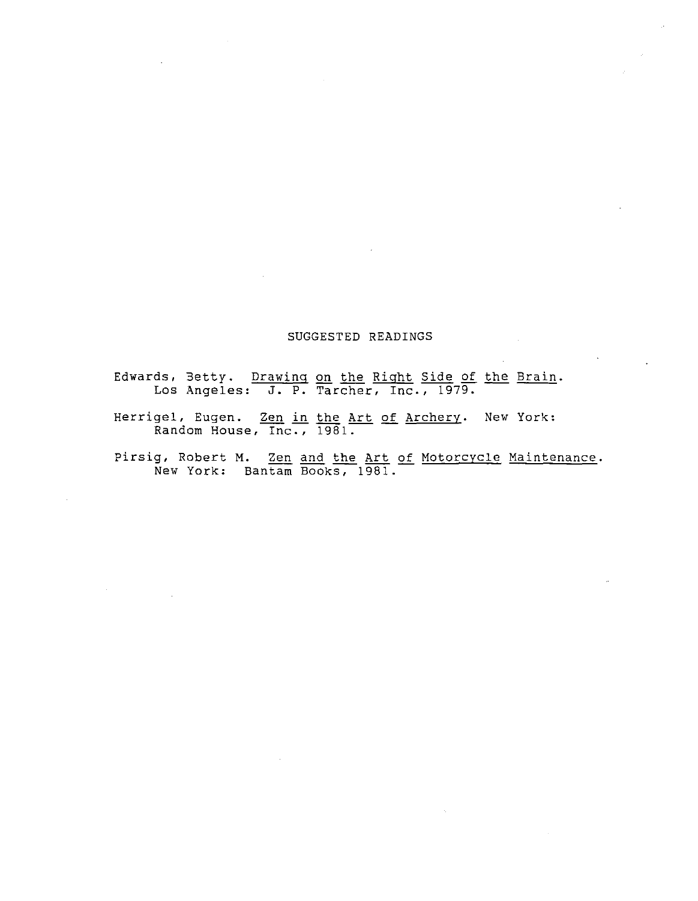## SUGGESTED READINGS

Edwards, Betty. *Drawing on the Right Side of the Brain*. Los Angeles: J. P. Tarcher, Inc., 1979.

Herrigel, Eugen. *Zen in the Art of Archery*. New York: Random House, Inc., 1981.

Pirsig, Robert M. *Zen and the Art of Motorcycle Maintenance*. New York: Bantam Books, 1981.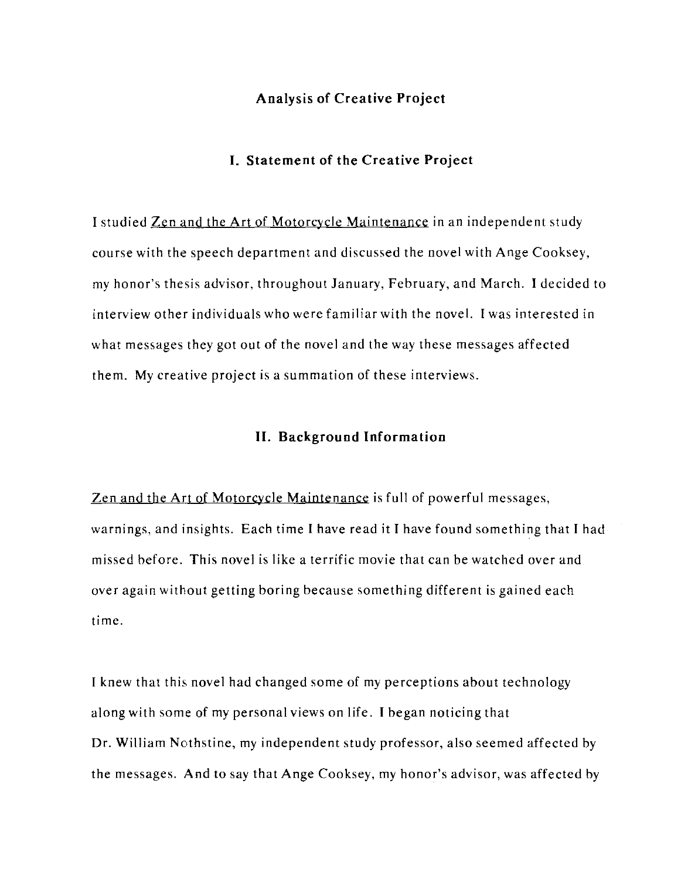## Analysis of Creative Project

### I. Statement of the Creative Project

I studied Zen and the Art of Motorcycle Maintenance in an independent study course with the speech department and discussed the novel with Ange Cooksey, my honor's thesis advisor, throughout January, February, and March. I decided to interview other individuals who were familiar with the novel. I was interested in what messages they got out of the novel and the way these messages affected them. My creative project is a summation of these interviews.

### II. Background Information

Zen and the Art of Motorcycle Maintenance is full of powerful messages, warnings, and insights. Each time I have read it I have found something that I had missed before. This novel is like a terrific movie that can be watched over and over again without getting boring because something different is gained each time.

I knew that this novel had changed some of my perceptions about technology along with some of my personal views on life. I began noticing that Dr. William Nothstine, my independent study professor, also seemed affected by the messages. And to say that Ange Cooksey, my honor's advisor, was affected by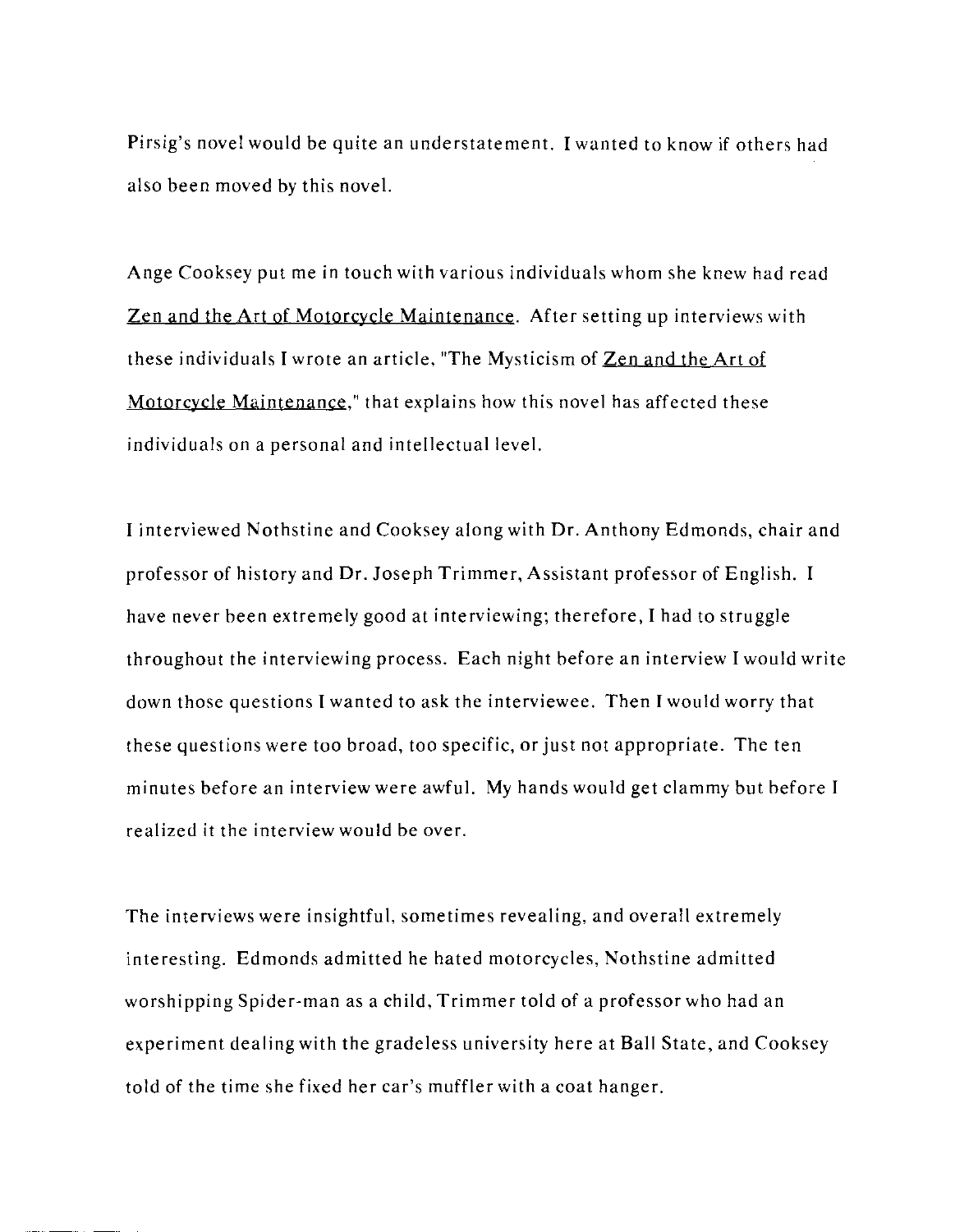Pirsig's novel would be quite an understatement. I wanted to know if others had also been moved by this novel.

Ange Cooksey put me in touch with various individuals whom she knew had read Zen and the Art of Motorcycle Maintenance. After setting up interviews with these individuals I wrote an article, "The Mysticism of Zen and the Art of Motorcycle Maintenance," that explains how this novel has affected these individuals on a personal and intellectual level.

I interviewed Nothstine and Cooksey along with Dr. Anthony Edmonds, chair and professor of history and Dr. Joseph Trimmer, Assistant professor of English. I have never been extremely good at interviewing; therefore, I had to struggle throughout the interviewing process. Each night before an interview I would write down those questions I wanted to ask the interviewee. Then I would worry that these questions were too broad, too specific, or just not appropriate. The ten minutes before an interview were awful. My hands would get clammy but before I realized it the interview would be over.

The interviews were insightful, sometimes revealing, and overall extremely interesting. Edmonds admitted he hated motorcycles, Nothstine admitted worshipping Spider-man as a child, Trimmer told of a professor who had an experiment dealing with the gradeless university here at Ball State, and Cooksey told of the time she fixed her car's muffler with a coat hanger.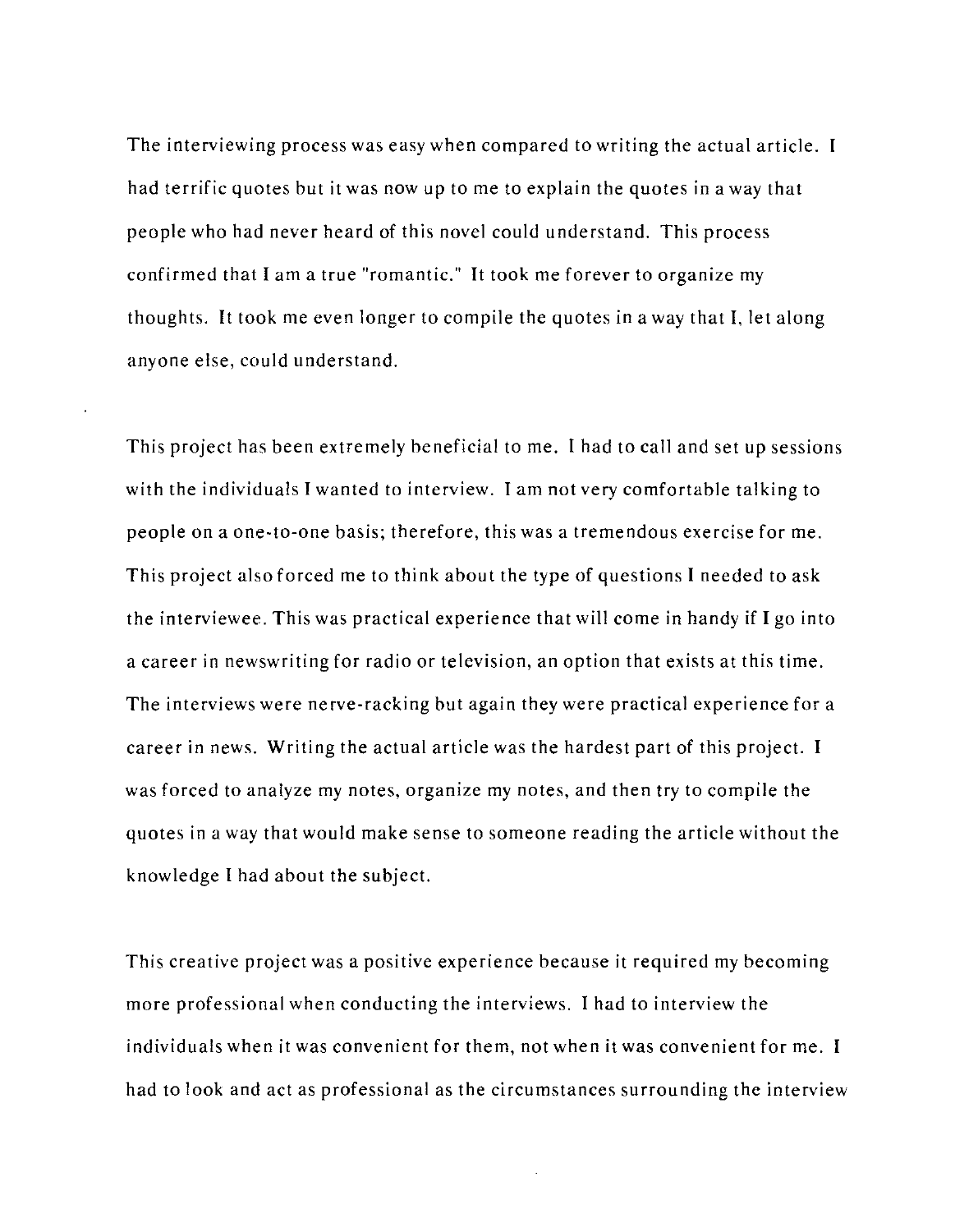The interviewing process was easy when compared to writing the actual article. I had terrific quotes but it was now up to me to explain the quotes in a way that people who had never heard of this novel could understand. This process confirmed that I am a true "romantic." It took me forever to organize my thoughts. It took me even longer to compile the quotes in a way that I, let along anyone else, could understand.

This project has been extremely beneficial to me. I had to call and set up sessions with the individuals I wanted to interview. I am not very comfortable talking to people on a one-to-one basis; therefore, this was a tremendous exercise for me. This project also forced me to think about the type of questions I needed to ask the interviewee. This was practical experience that will come in handy if I go into a career in newswriting for radio or television, an option that exists at this time. The interviews were nerve-racking but again they were practical experience for a career in news. Writing the actual article was the hardest part of this project. I was forced to analyze my notes, organize my notes, and then try to compile the quotes in a way that would make sense to someone reading the article without the knowledge I had about the subject.

This creative project was a positive experience because it required my becoming more professional when conducting the interviews. I had to interview the individuals when it was convenient for them, not when it was convenient for me. I had to look and act as professional as the circumstances surrounding the interview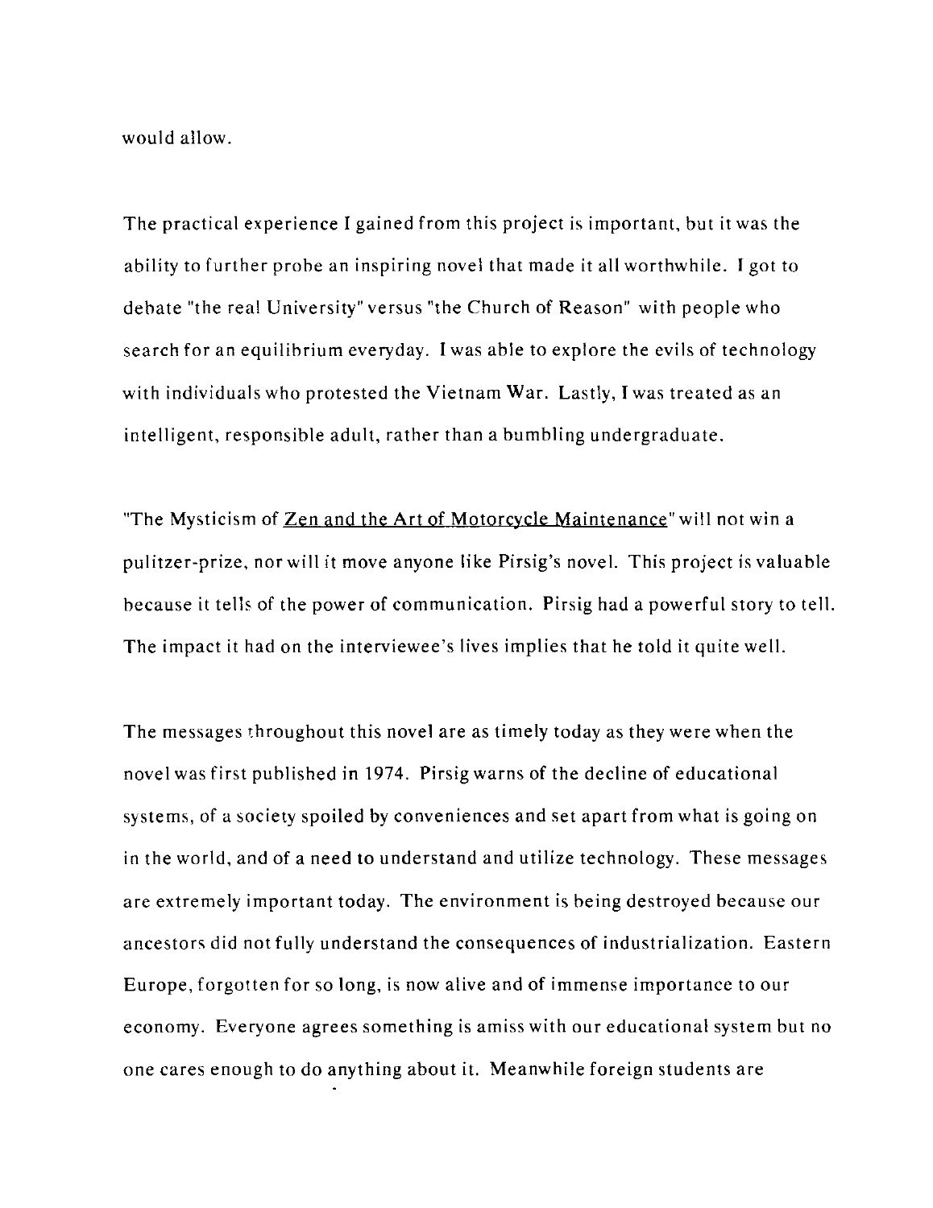would allow.

The practical experience I gained from this project is important, but it was the ability to further probe an inspiring novel that made it all worthwhile. I got to debate "the real University" versus "the Church of Reason" with people who search for an equilibrium everyday. I was able to explore the evils of technology with individuals who protested the Vietnam War. Lastly, I was treated as an intelligent, responsible adult, rather than a bumbling undergraduate.

"The Mysticism of <u>Zen and the Art of Motorcycle Maintenance</u>" will not win a pulitzer-prize, nor will it move anyone like Pirsig's novel. This project is valuable because it tells of the power of communication. Pirsig had a powerful story to tell. The impact it had on the interviewee's lives implies that he told it quite well.

The messages throughout this novel are as timely today as they were when the novel was first published in 1974. Pirsig warns of the decline of educational systems, of a society spoiled by conveniences and set apart from what is going on in the world, and of a need to understand and utilize technology. These messages are extremely important today. The environment is being destroyed because our ancestors did not fully understand the consequences of industrialization. Eastern Europe, forgotten for so long, is now alive and of immense importance to our economy. Everyone agrees something is amiss with our educational system but no one cares enough to do anything about it. Meanwhile foreign students are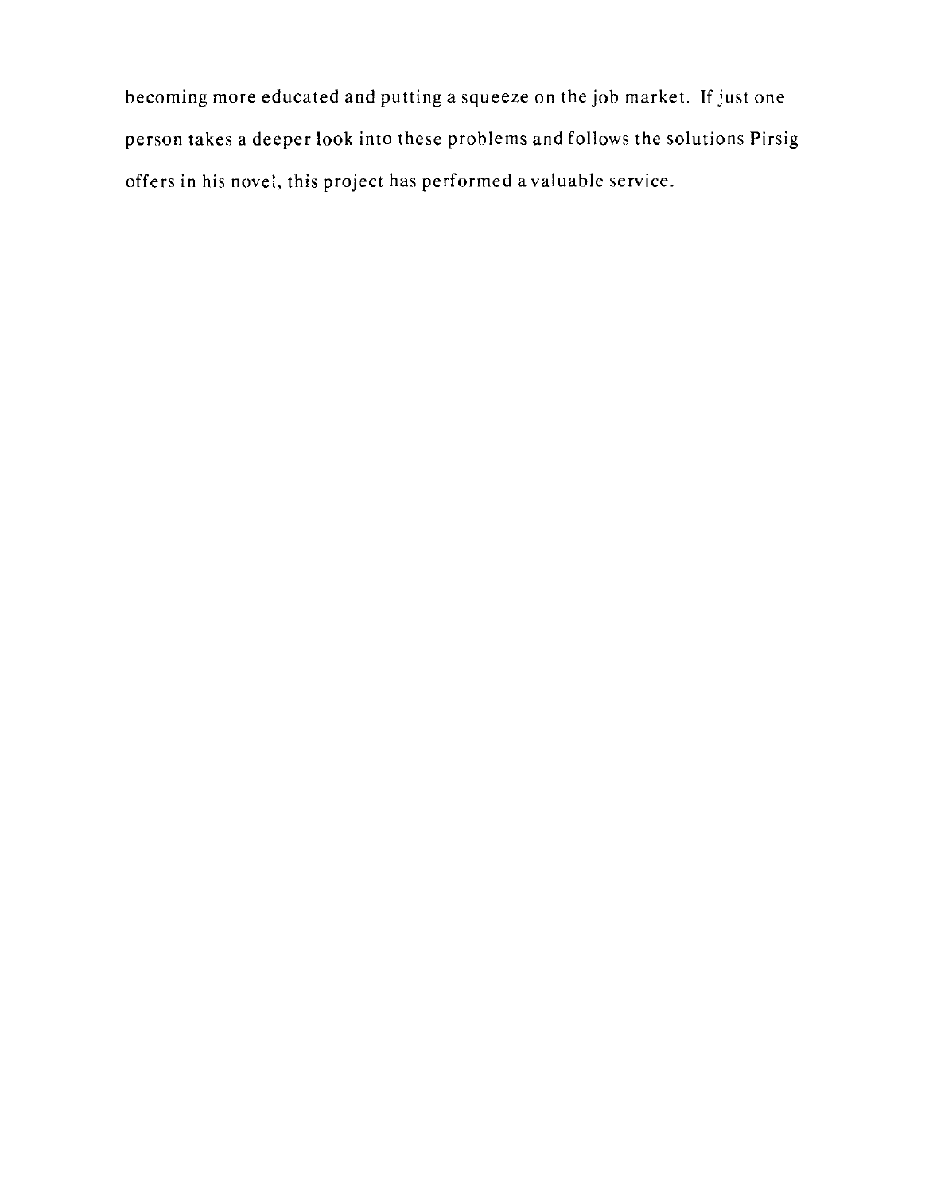becoming more educated and putting a squeeze on the job market. If just one person takes a deeper look into these problems and follows the solutions Pirsig offers in his novel, this project has performed a valuable service.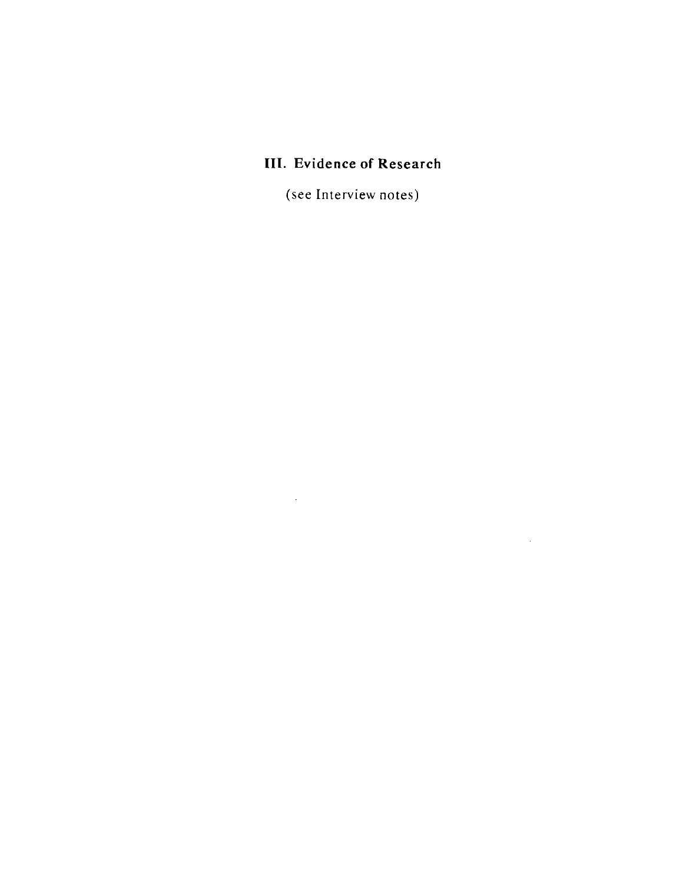## III. Evidence of Research

(see Interview notes)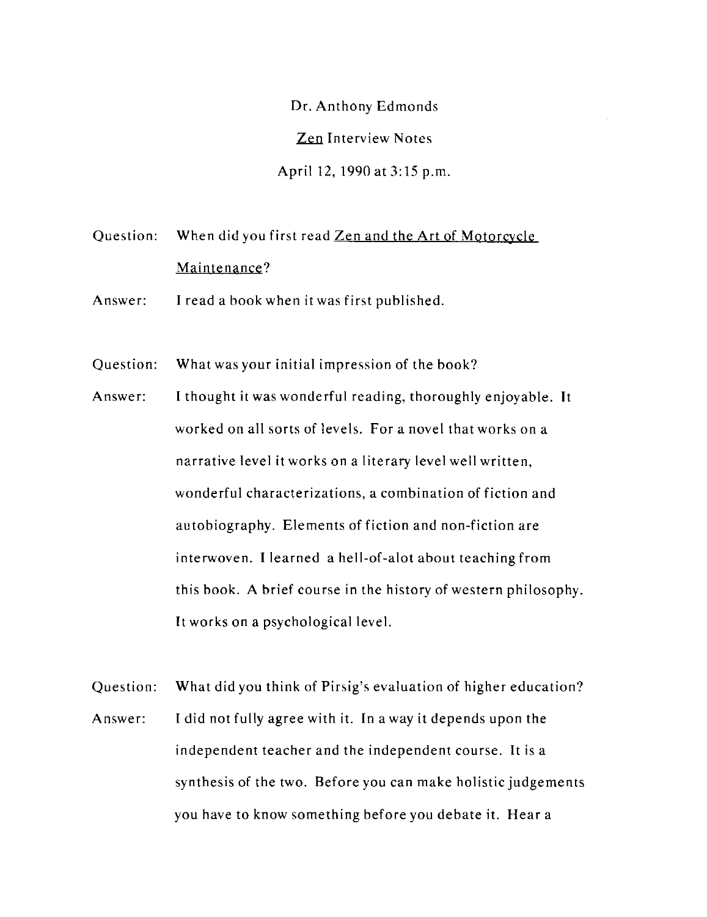Dr. Anthony Edmonds

Zen Interview Notes

April 12, 1990 at 3:15 p.m.

Question: When did you first read Zen and the Art of Motorcycle Maintenance?

Answer: I read a book when it was first published.

Question: What was your initial impression of the book?

Answer: I thought it was wonderful reading, thoroughly enjoyable. It worked on all sorts of levels. For a novel that works on a narrative level it works on a literary level well written, wonderful characterizations, a combination of fiction and autobiography. Elements of fiction and non-fiction are interwoven. I learned a hell-of-alot about teaching from this book. A brief course in the history of western philosophy. It works on a psychological level.

Question: What did you think of Pirsig's evaluation of higher education?

Answer: I did not fully agree with it. In a way it depends upon the independent teacher and the independent course. It is a synthesis of the two. Before you can make holistic judgements you have to know something before you debate it. Hear a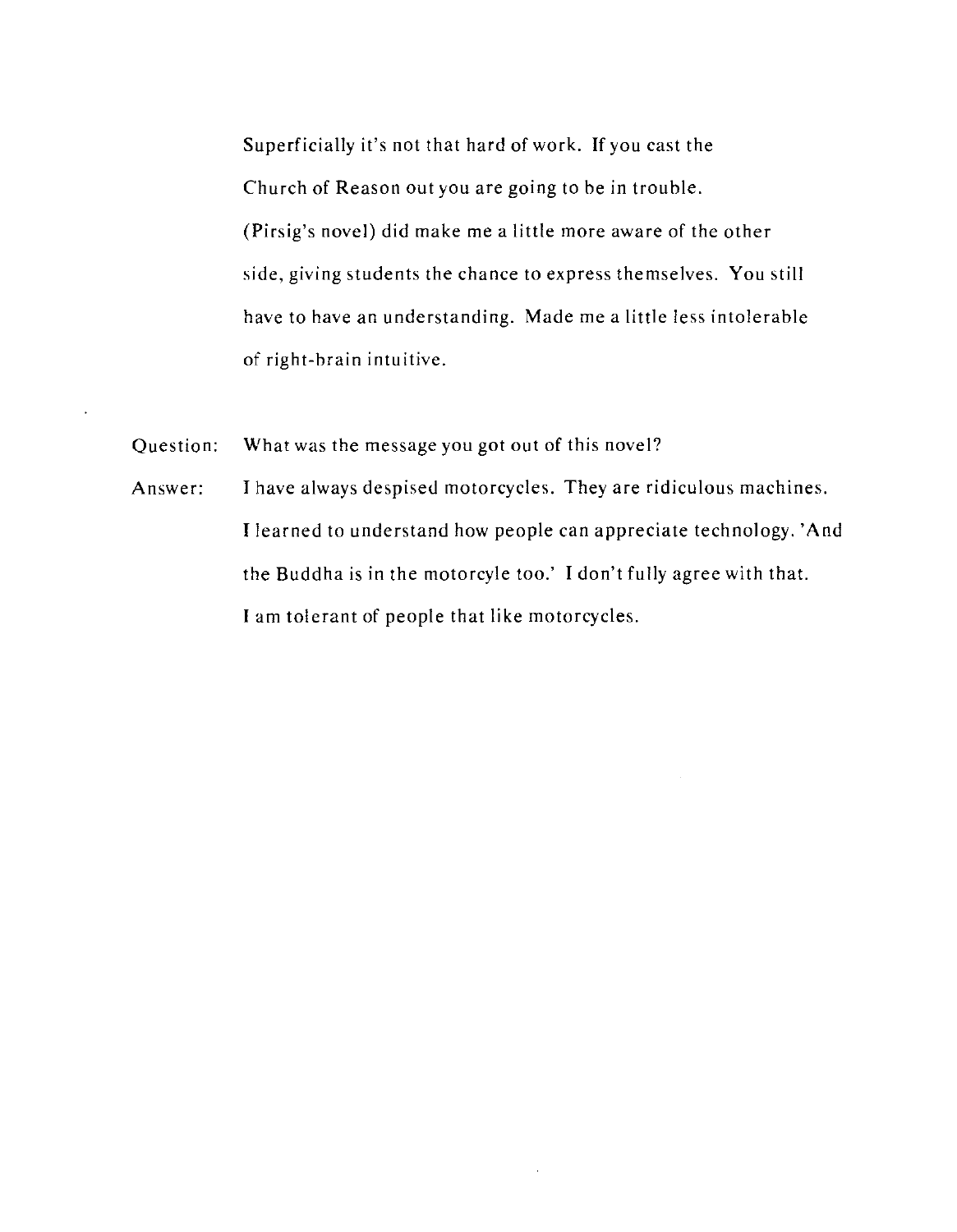Superficially it's not that hard of work. If you cast the Church of Reason out you are going to be in trouble. (Pirsig's novel) did make me a little more aware of the other side, giving students the chance to express themselves. You still have to have an understanding. Made me a little less intolerable of right-brain intuitive.

Question: What was the message you got out of this novel?

Answer: I have always despised motorcycles. They are ridiculous machines. I learned to understand how people can appreciate technology. 'And the Buddha is in the motorcyle too.' I don't fully agree with that. I am tolerant of people that like motorcycles.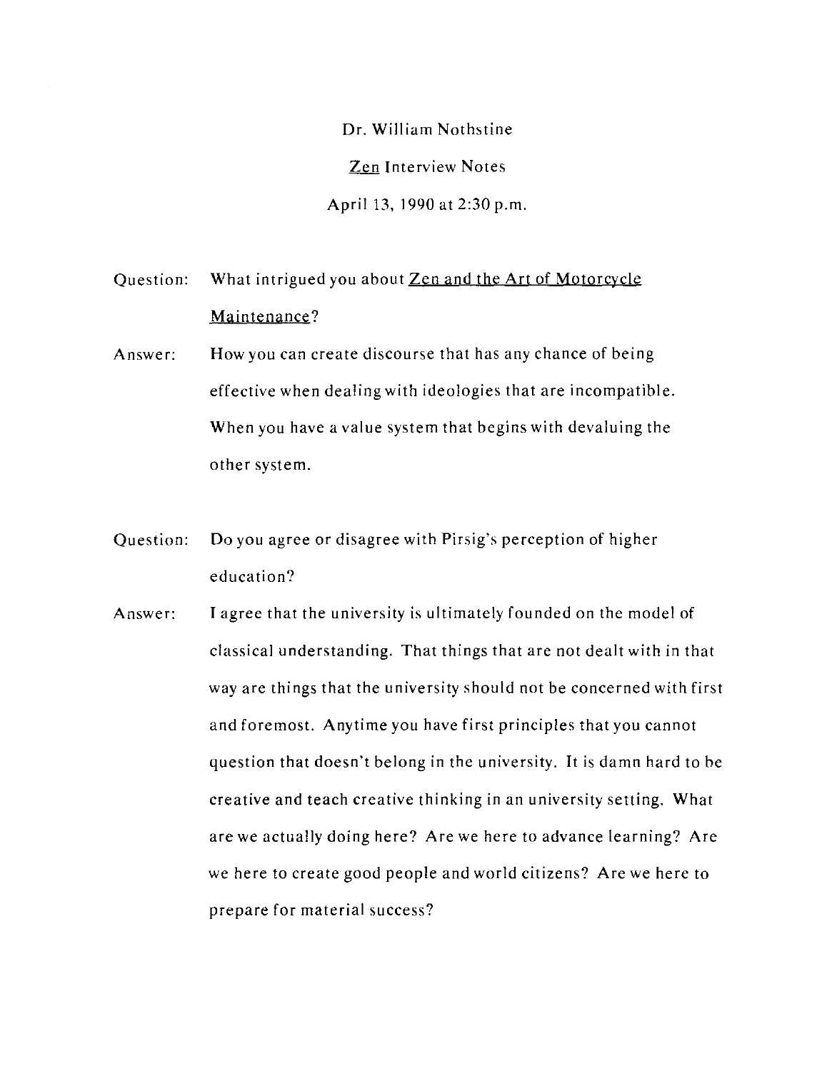Dr. William Nothstine

<u>Zen</u> Interview Notes

April 13, 1990 at 2:30 p.m.

**Question:** What intrigued you about <u>Zen and the Art of Motorcycle Maintenance</u>?

**Answer:** How you can create discourse that has any chance of being effective when dealing with ideologies that are incompatible. When you have a value system that begins with devaluing the other system.

**Question:** Do you agree or disagree with Pirsig's perception of higher education?

**Answer:** I agree that the university is ultimately founded on the model of classical understanding. That things that are not dealt with in that way are things that the university should not be concerned with first and foremost. Anytime you have first principles that you cannot question that doesn't belong in the university. It is damn hard to be creative and teach creative thinking in an university setting. What are we actually doing here? Are we here to advance learning? Are we here to create good people and world citizens? Are we here to prepare for material success?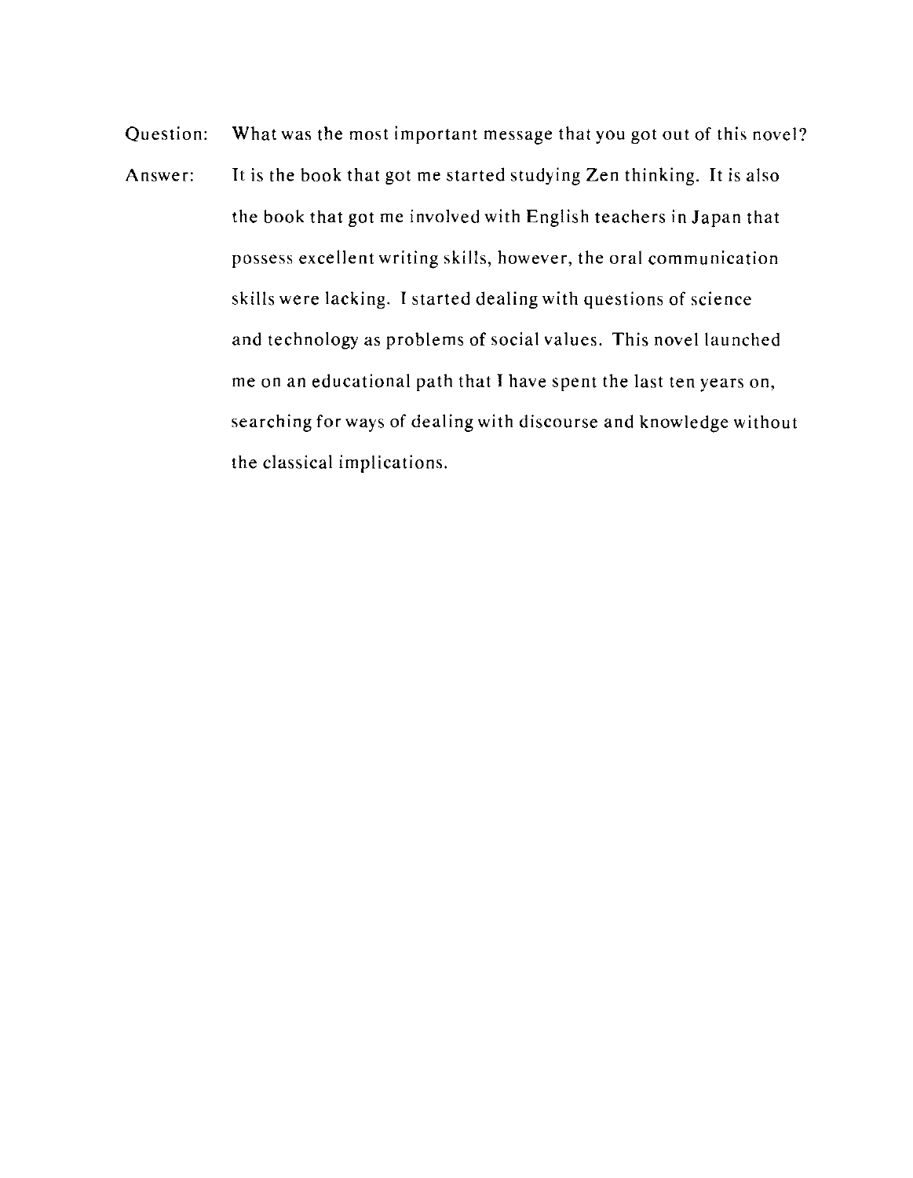Question: What was the most important message that you got out of this novel?

Answer: It is the book that got me started studying Zen thinking. It is also the book that got me involved with English teachers in Japan that possess excellent writing skills, however, the oral communication skills were lacking. I started dealing with questions of science and technology as problems of social values. This novel launched me on an educational path that I have spent the last ten years on, searching for ways of dealing with discourse and knowledge without the classical implications.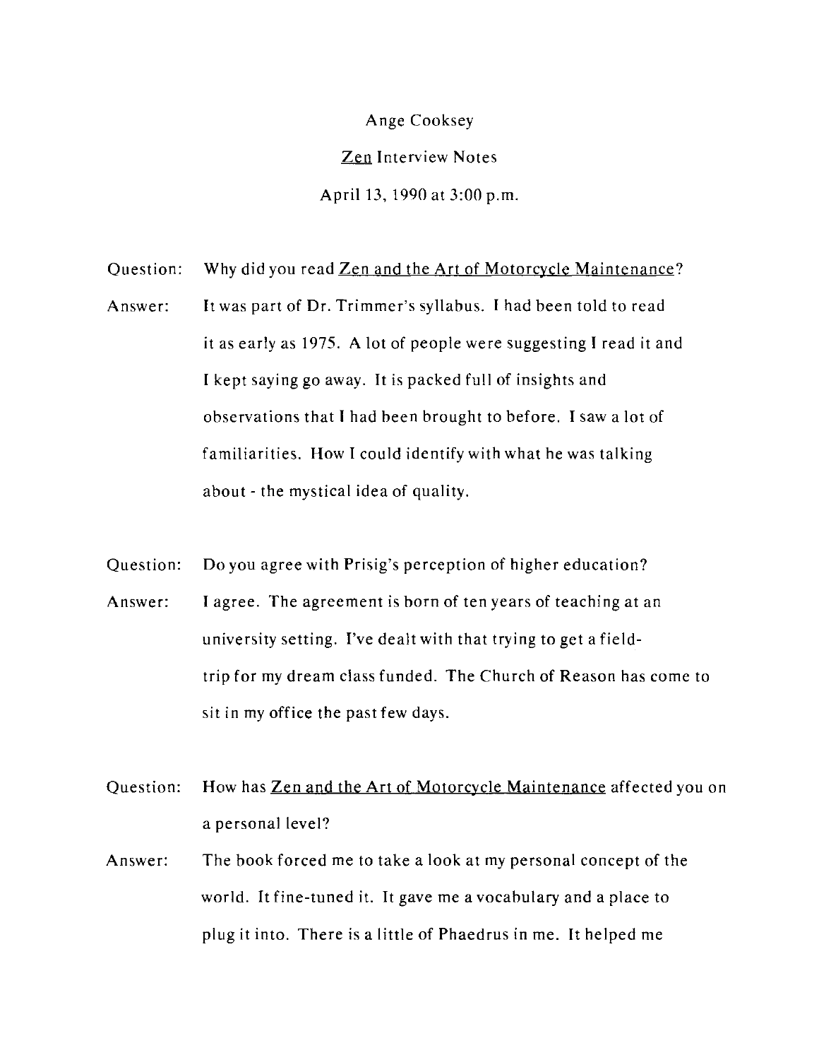Ange Cooksey

Zen Interview Notes

April 13, 1990 at 3:00 p.m.

Question: Why did you read Zen and the Art of Motorcycle Maintenance?

Answer: It was part of Dr. Trimmer's syllabus. I had been told to read it as early as 1975. A lot of people were suggesting I read it and I kept saying go away. It is packed full of insights and observations that I had been brought to before. I saw a lot of familiarities. How I could identify with what he was talking about - the mystical idea of quality.

Question: Do you agree with Prisig's perception of higher education?

Answer: I agree. The agreement is born of ten years of teaching at an university setting. I've dealt with that trying to get a field-trip for my dream class funded. The Church of Reason has come to sit in my office the past few days.

Question: How has Zen and the Art of Motorcycle Maintenance affected you on a personal level?

Answer: The book forced me to take a look at my personal concept of the world. It fine-tuned it. It gave me a vocabulary and a place to plug it into. There is a little of Phaedrus in me. It helped me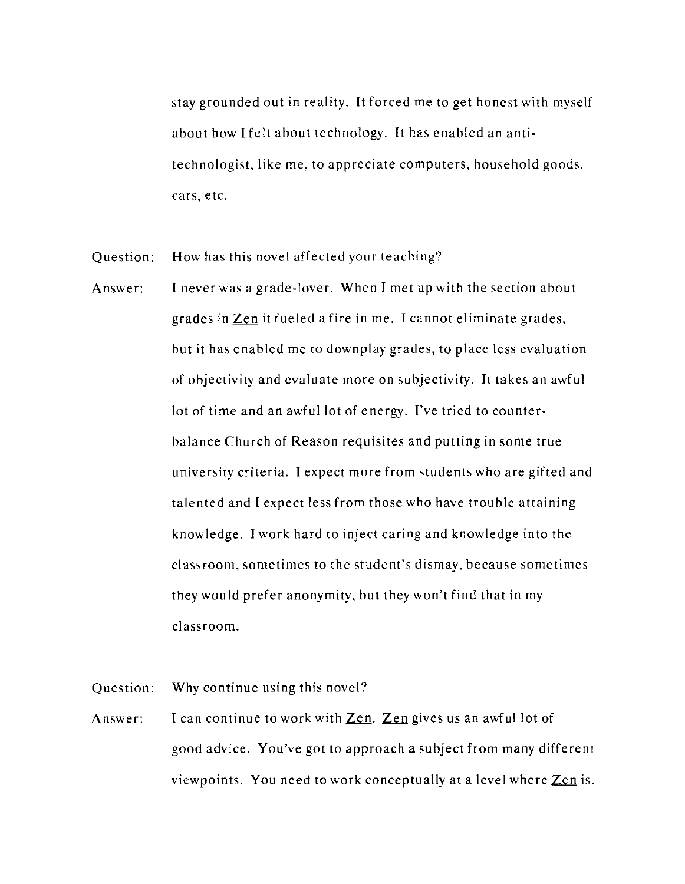stay grounded out in reality. It forced me to get honest with myself about how I felt about technology. It has enabled an anti-technologist, like me, to appreciate computers, household goods, cars, etc.

Question: How has this novel affected your teaching?

Answer: I never was a grade-lover. When I met up with the section about grades in Zen it fueled a fire in me. I cannot eliminate grades, but it has enabled me to downplay grades, to place less evaluation of objectivity and evaluate more on subjectivity. It takes an awful lot of time and an awful lot of energy. I've tried to counter-balance Church of Reason requisites and putting in some true university criteria. I expect more from students who are gifted and talented and I expect less from those who have trouble attaining knowledge. I work hard to inject caring and knowledge into the classroom, sometimes to the student's dismay, because sometimes they would prefer anonymity, but they won't find that in my classroom.

Question: Why continue using this novel?

Answer: I can continue to work with Zen. Zen gives us an awful lot of good advice. You've got to approach a subject from many different viewpoints. You need to work conceptually at a level where Zen is.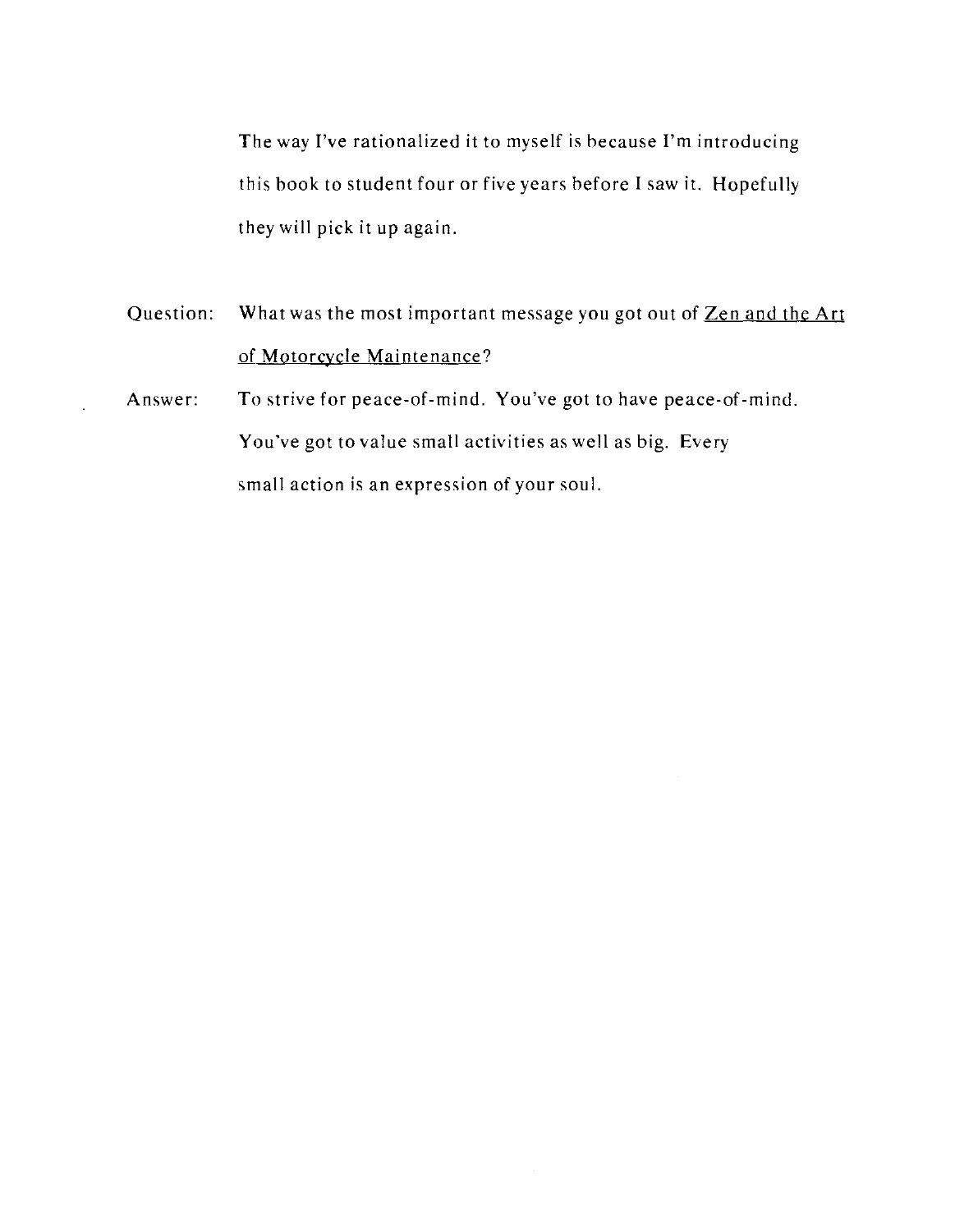The way I've rationalized it to myself is because I'm introducing this book to student four or five years before I saw it. Hopefully they will pick it up again.

Question: What was the most important message you got out of Zen and the Art of Motorcycle Maintenance?

Answer: To strive for peace-of-mind. You've got to have peace-of-mind. You've got to value small activities as well as big. Every small action is an expression of your soul.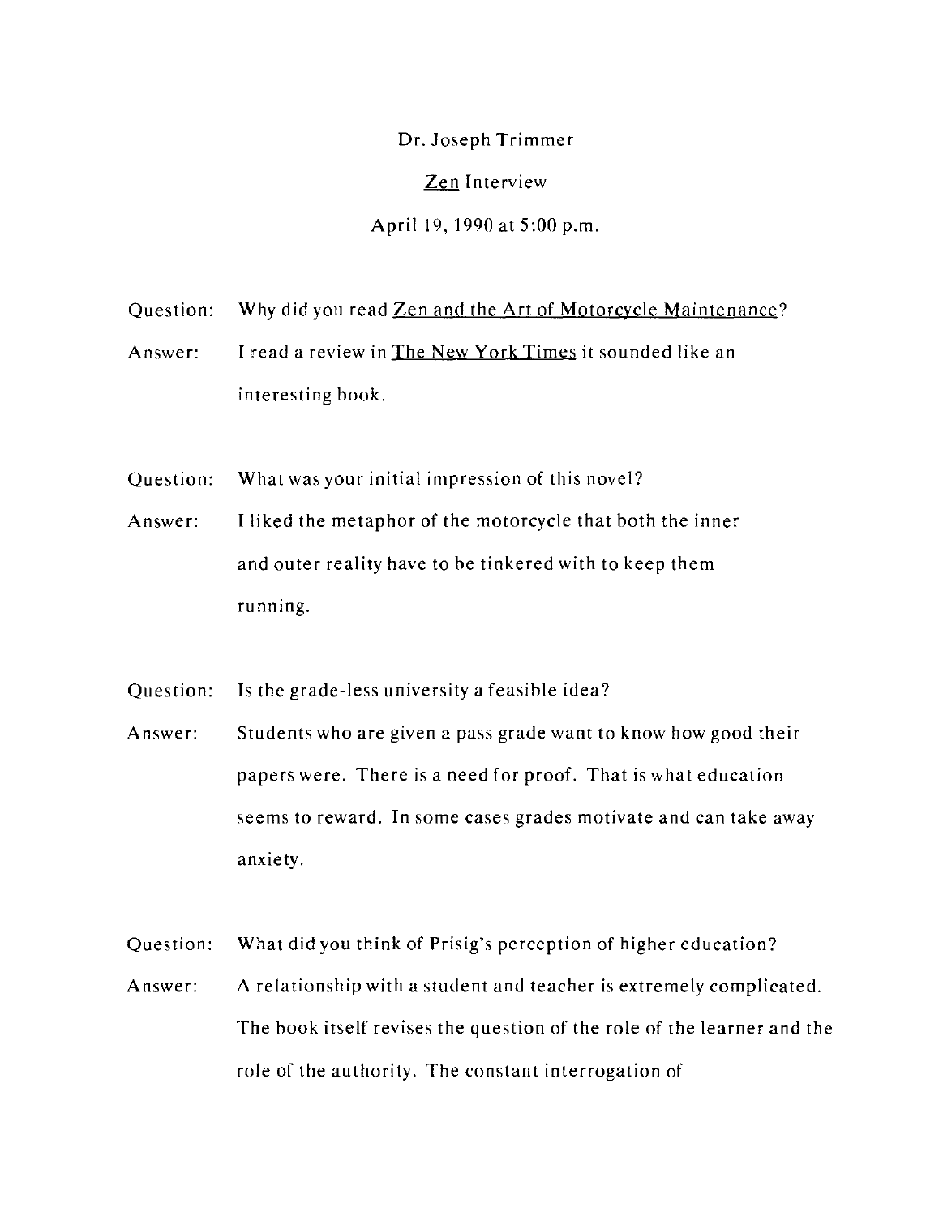Dr. Joseph Trimmer

Zen Interview

April 19, 1990 at 5:00 p.m.

Question: Why did you read Zen and the Art of Motorcycle Maintenance?

Answer: I read a review in The New York Times it sounded like an interesting book.

Question: What was your initial impression of this novel?

Answer: I liked the metaphor of the motorcycle that both the inner and outer reality have to be tinkered with to keep them running.

Question: Is the grade-less university a feasible idea?

Answer: Students who are given a pass grade want to know how good their papers were. There is a need for proof. That is what education seems to reward. In some cases grades motivate and can take away anxiety.

Question: What did you think of Prisig's perception of higher education?

Answer: A relationship with a student and teacher is extremely complicated. The book itself revises the question of the role of the learner and the role of the authority. The constant interrogation of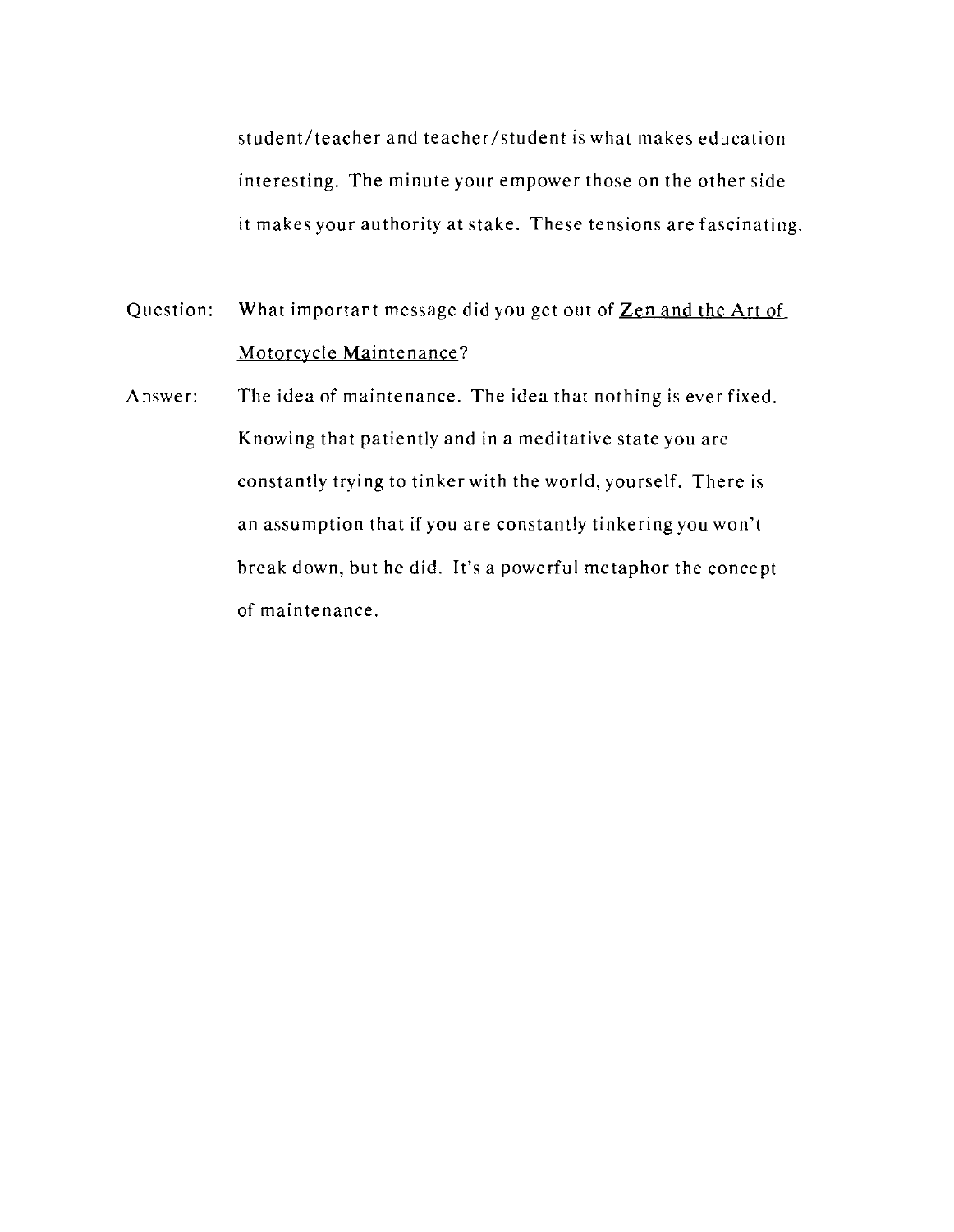student/teacher and teacher/student is what makes education interesting. The minute your empower those on the other side it makes your authority at stake. These tensions are fascinating.

Question: What important message did you get out of <u>Zen and the Art of Motorcycle Maintenance</u>?

Answer: The idea of maintenance. The idea that nothing is ever fixed. Knowing that patiently and in a meditative state you are constantly trying to tinker with the world, yourself. There is an assumption that if you are constantly tinkering you won't break down, but he did. It's a powerful metaphor the concept of maintenance.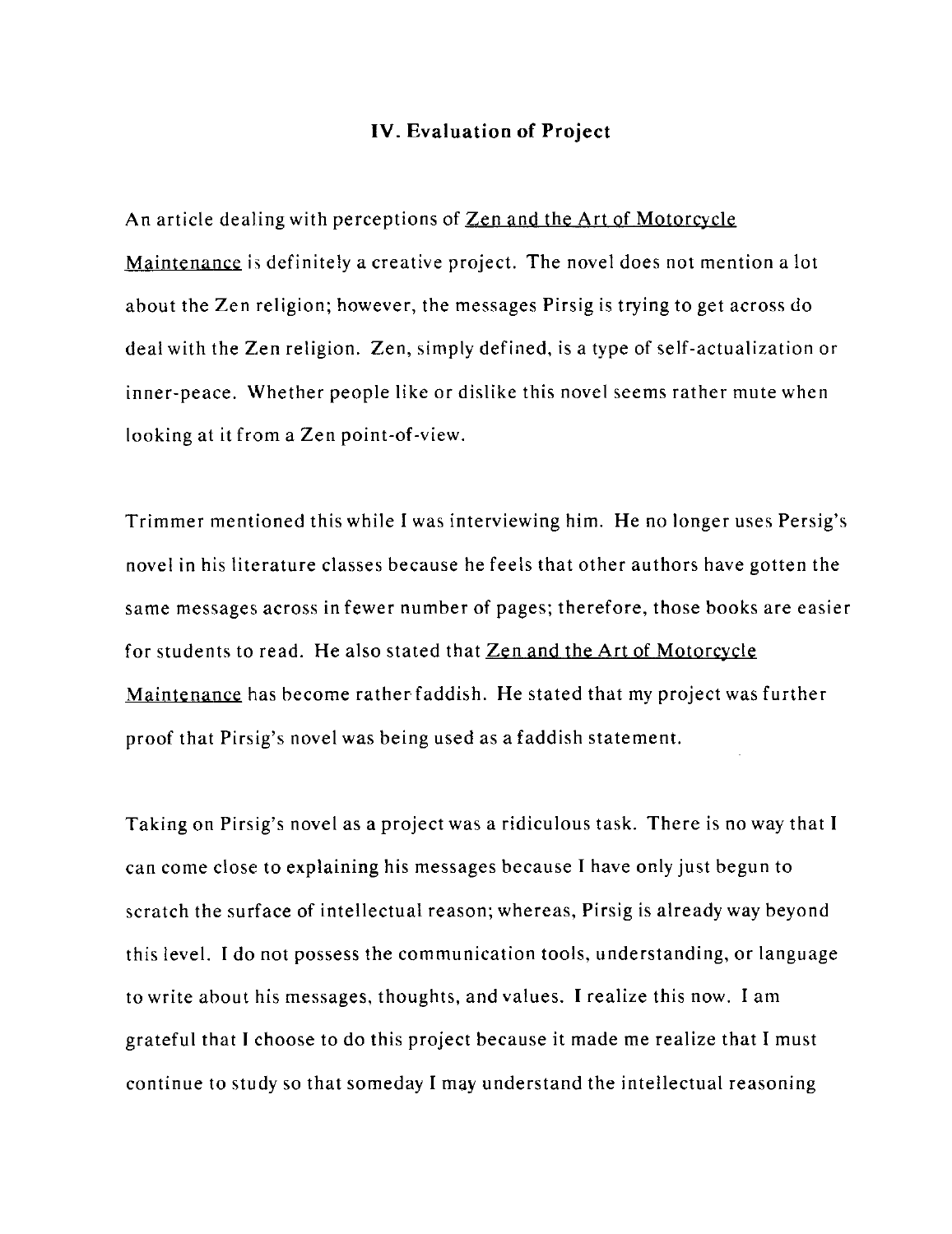## IV. Evaluation of Project

An article dealing with perceptions of Zen and the Art of Motorcycle Maintenance is definitely a creative project. The novel does not mention a lot about the Zen religion; however, the messages Pirsig is trying to get across do deal with the Zen religion. Zen, simply defined, is a type of self-actualization or inner-peace. Whether people like or dislike this novel seems rather mute when looking at it from a Zen point-of-view.

Trimmer mentioned this while I was interviewing him. He no longer uses Persig's novel in his literature classes because he feels that other authors have gotten the same messages across in fewer number of pages; therefore, those books are easier for students to read. He also stated that Zen and the Art of Motorcycle Maintenance has become rather faddish. He stated that my project was further proof that Pirsig's novel was being used as a faddish statement.

Taking on Pirsig's novel as a project was a ridiculous task. There is no way that I can come close to explaining his messages because I have only just begun to scratch the surface of intellectual reason; whereas, Pirsig is already way beyond this level. I do not possess the communication tools, understanding, or language to write about his messages, thoughts, and values. I realize this now. I am grateful that I choose to do this project because it made me realize that I must continue to study so that someday I may understand the intellectual reasoning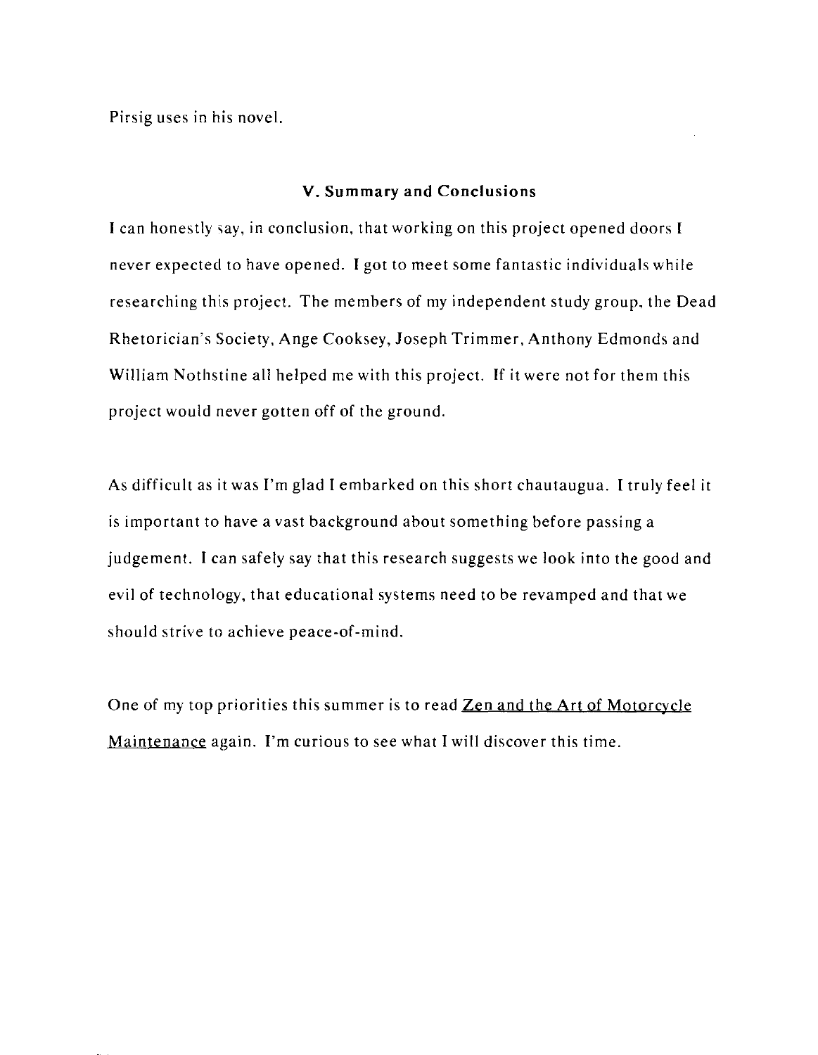Pirsig uses in his novel.

## V. Summary and Conclusions

I can honestly say, in conclusion, that working on this project opened doors I never expected to have opened. I got to meet some fantastic individuals while researching this project. The members of my independent study group, the Dead Rhetorician's Society, Ange Cooksey, Joseph Trimmer, Anthony Edmonds and William Nothstine all helped me with this project. If it were not for them this project would never gotten off of the ground.

As difficult as it was I'm glad I embarked on this short chautaugua. I truly feel it is important to have a vast background about something before passing a judgement. I can safely say that this research suggests we look into the good and evil of technology, that educational systems need to be revamped and that we should strive to achieve peace-of-mind.

One of my top priorities this summer is to read Zen and the Art of Motorcycle Maintenance again. I'm curious to see what I will discover this time.